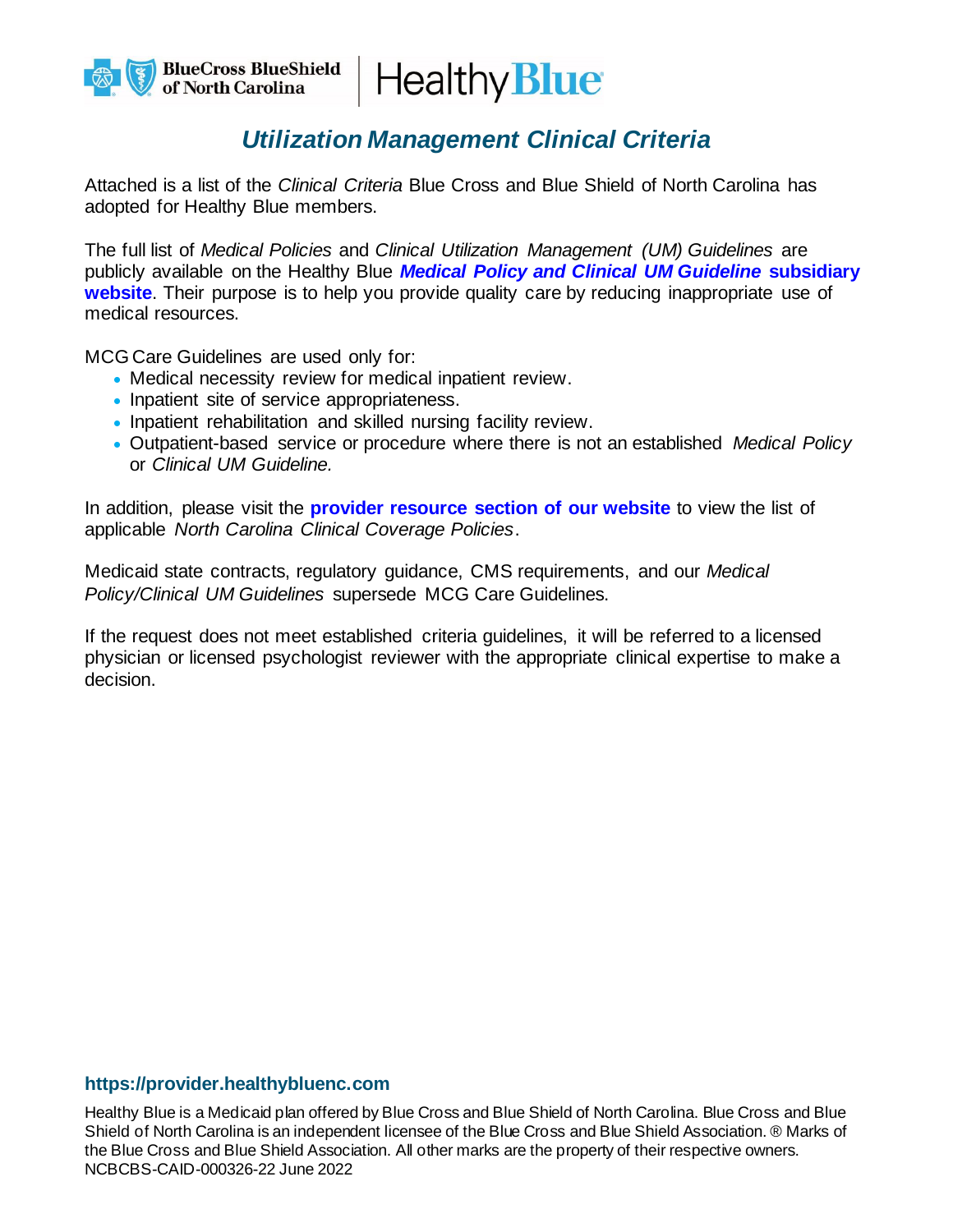# *Utilization Management Clinical Criteria*

Attached is a list of the *Clinical Criteria* Blue Cross and Blue Shield of North Carolina has adopted for Healthy Blue members.

The full list of *Medical Policies* and *Clinical Utilization Management (UM) Guidelines* are publicly available on the Healthy Blue ***Medical Policy and Clinical UM Guideline* subsidiary website**. Their purpose is to help you provide quality care by reducing inappropriate use of medical resources.

MCG Care Guidelines are used only for:

- Medical necessity review for medical inpatient review.
- Inpatient site of service appropriateness.
- Inpatient rehabilitation and skilled nursing facility review.
- Outpatient-based service or procedure where there is not an established *Medical Policy* or *Clinical UM Guideline.*

In addition, please visit the **provider resource section of our website** to view the list of applicable *North Carolina Clinical Coverage Policies*.

Medicaid state contracts, regulatory guidance, CMS requirements, and our *Medical Policy/Clinical UM Guidelines* supersede MCG Care Guidelines.

If the request does not meet established criteria guidelines, it will be referred to a licensed physician or licensed psychologist reviewer with the appropriate clinical expertise to make a decision.

**https://provider.healthybluenc.com**

Healthy Blue is a Medicaid plan offered by Blue Cross and Blue Shield of North Carolina. Blue Cross and Blue Shield of North Carolina is an independent licensee of the Blue Cross and Blue Shield Association. ® Marks of the Blue Cross and Blue Shield Association. All other marks are the property of their respective owners.
NCBCBS-CAID-000326-22 June 2022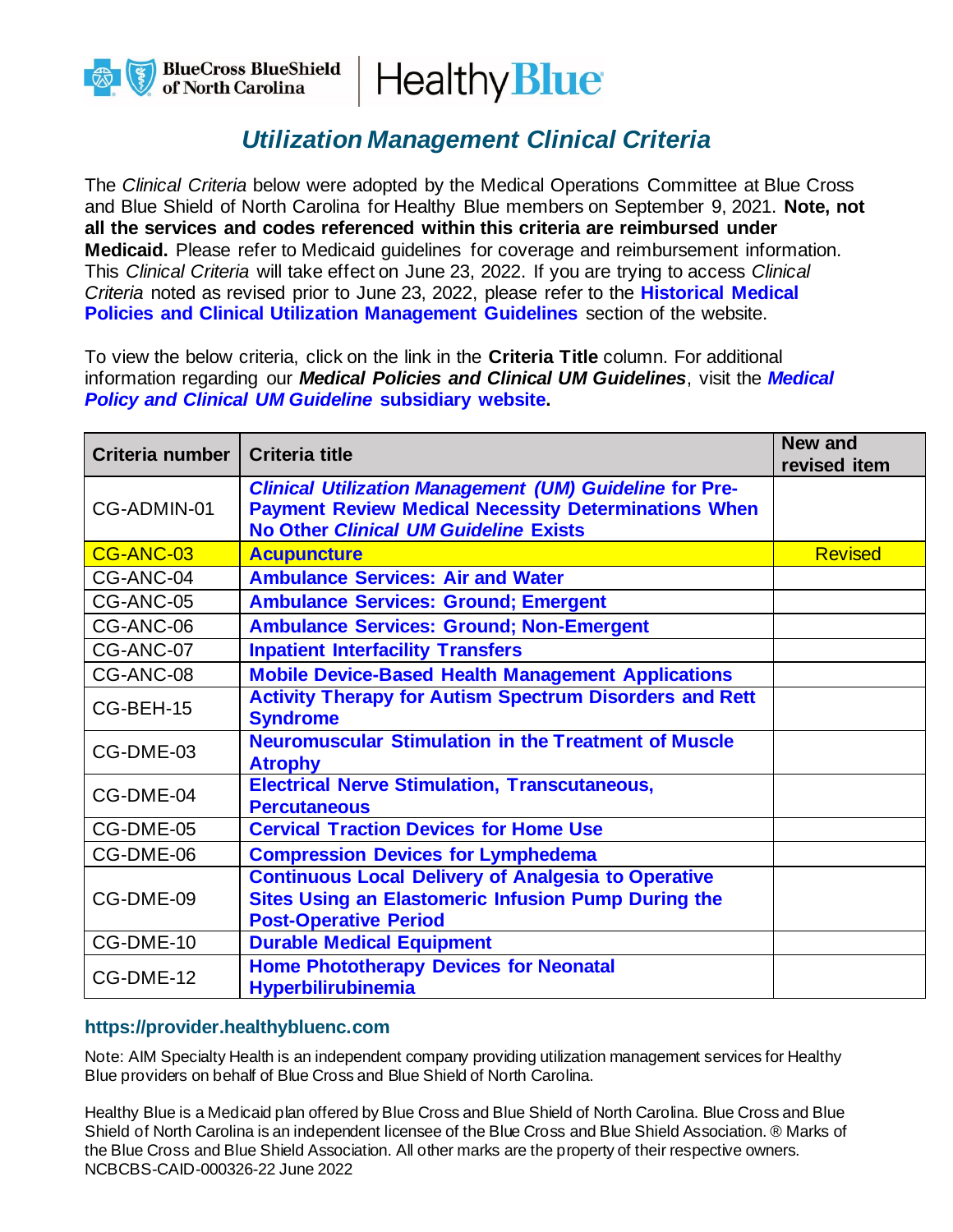# *Utilization Management Clinical Criteria*

The *Clinical Criteria* below were adopted by the Medical Operations Committee at Blue Cross and Blue Shield of North Carolina for Healthy Blue members on September 9, 2021. **Note, not all the services and codes referenced within this criteria are reimbursed under Medicaid.** Please refer to Medicaid guidelines for coverage and reimbursement information. This *Clinical Criteria* will take effect on June 23, 2022. If you are trying to access *Clinical Criteria* noted as revised prior to June 23, 2022, please refer to the **Historical Medical Policies and Clinical Utilization Management Guidelines** section of the website.

To view the below criteria, click on the link in the **Criteria Title** column. For additional information regarding our ***Medical Policies and Clinical UM Guidelines***, visit the ***Medical Policy and Clinical UM Guideline* subsidiary website.**

| Criteria number | Criteria title | New and revised item |
|---|---|---|
| CG-ADMIN-01 | ***Clinical Utilization Management (UM) Guideline* for Pre-Payment Review Medical Necessity Determinations When No Other *Clinical UM Guideline* Exists** | |
| CG-ANC-03 | **Acupuncture** | Revised |
| CG-ANC-04 | **Ambulance Services: Air and Water** | |
| CG-ANC-05 | **Ambulance Services: Ground; Emergent** | |
| CG-ANC-06 | **Ambulance Services: Ground; Non-Emergent** | |
| CG-ANC-07 | **Inpatient Interfacility Transfers** | |
| CG-ANC-08 | **Mobile Device-Based Health Management Applications** | |
| CG-BEH-15 | **Activity Therapy for Autism Spectrum Disorders and Rett Syndrome** | |
| CG-DME-03 | **Neuromuscular Stimulation in the Treatment of Muscle Atrophy** | |
| CG-DME-04 | **Electrical Nerve Stimulation, Transcutaneous, Percutaneous** | |
| CG-DME-05 | **Cervical Traction Devices for Home Use** | |
| CG-DME-06 | **Compression Devices for Lymphedema** | |
| CG-DME-09 | **Continuous Local Delivery of Analgesia to Operative Sites Using an Elastomeric Infusion Pump During the Post-Operative Period** | |
| CG-DME-10 | **Durable Medical Equipment** | |
| CG-DME-12 | **Home Phototherapy Devices for Neonatal Hyperbilirubinemia** | |

**https://provider.healthybluenc.com**

Note: AIM Specialty Health is an independent company providing utilization management services for Healthy Blue providers on behalf of Blue Cross and Blue Shield of North Carolina.

Healthy Blue is a Medicaid plan offered by Blue Cross and Blue Shield of North Carolina. Blue Cross and Blue Shield of North Carolina is an independent licensee of the Blue Cross and Blue Shield Association. ® Marks of the Blue Cross and Blue Shield Association. All other marks are the property of their respective owners.
NCBCBS-CAID-000326-22 June 2022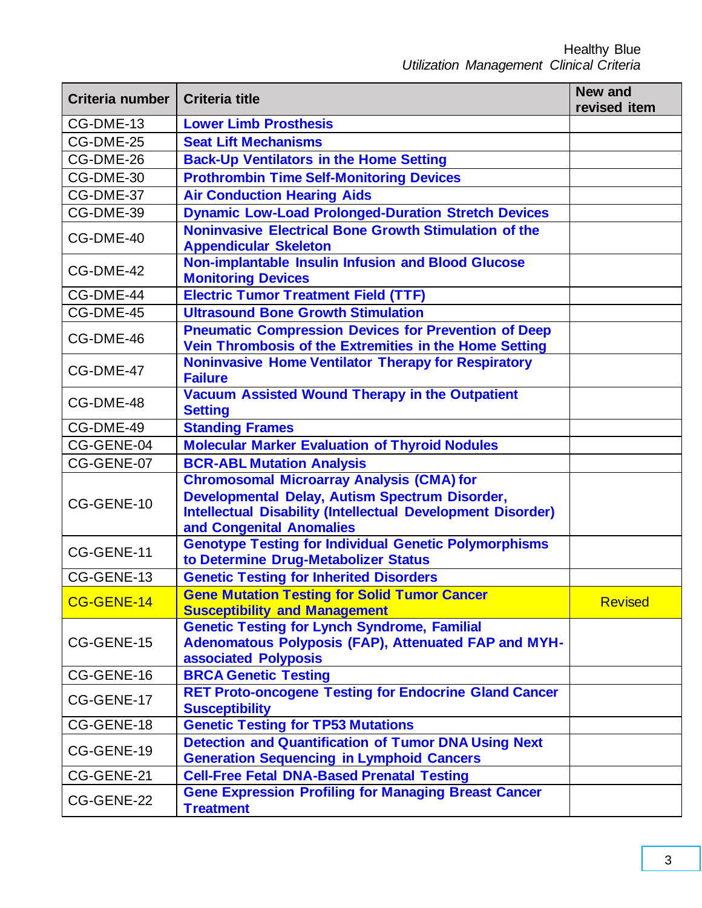| Criteria number | Criteria title | New and revised item |
|---|---|---|
| CG-DME-13 | Lower Limb Prosthesis | |
| CG-DME-25 | Seat Lift Mechanisms | |
| CG-DME-26 | Back-Up Ventilators in the Home Setting | |
| CG-DME-30 | Prothrombin Time Self-Monitoring Devices | |
| CG-DME-37 | Air Conduction Hearing Aids | |
| CG-DME-39 | Dynamic Low-Load Prolonged-Duration Stretch Devices | |
| CG-DME-40 | Noninvasive Electrical Bone Growth Stimulation of the Appendicular Skeleton | |
| CG-DME-42 | Non-implantable Insulin Infusion and Blood Glucose Monitoring Devices | |
| CG-DME-44 | Electric Tumor Treatment Field (TTF) | |
| CG-DME-45 | Ultrasound Bone Growth Stimulation | |
| CG-DME-46 | Pneumatic Compression Devices for Prevention of Deep Vein Thrombosis of the Extremities in the Home Setting | |
| CG-DME-47 | Noninvasive Home Ventilator Therapy for Respiratory Failure | |
| CG-DME-48 | Vacuum Assisted Wound Therapy in the Outpatient Setting | |
| CG-DME-49 | Standing Frames | |
| CG-GENE-04 | Molecular Marker Evaluation of Thyroid Nodules | |
| CG-GENE-07 | BCR-ABL Mutation Analysis | |
| CG-GENE-10 | Chromosomal Microarray Analysis (CMA) for Developmental Delay, Autism Spectrum Disorder, Intellectual Disability (Intellectual Development Disorder) and Congenital Anomalies | |
| CG-GENE-11 | Genotype Testing for Individual Genetic Polymorphisms to Determine Drug-Metabolizer Status | |
| CG-GENE-13 | Genetic Testing for Inherited Disorders | |
| CG-GENE-14 | Gene Mutation Testing for Solid Tumor Cancer Susceptibility and Management | Revised |
| CG-GENE-15 | Genetic Testing for Lynch Syndrome, Familial Adenomatous Polyposis (FAP), Attenuated FAP and MYH-associated Polyposis | |
| CG-GENE-16 | BRCA Genetic Testing | |
| CG-GENE-17 | RET Proto-oncogene Testing for Endocrine Gland Cancer Susceptibility | |
| CG-GENE-18 | Genetic Testing for TP53 Mutations | |
| CG-GENE-19 | Detection and Quantification of Tumor DNA Using Next Generation Sequencing in Lymphoid Cancers | |
| CG-GENE-21 | Cell-Free Fetal DNA-Based Prenatal Testing | |
| CG-GENE-22 | Gene Expression Profiling for Managing Breast Cancer Treatment | |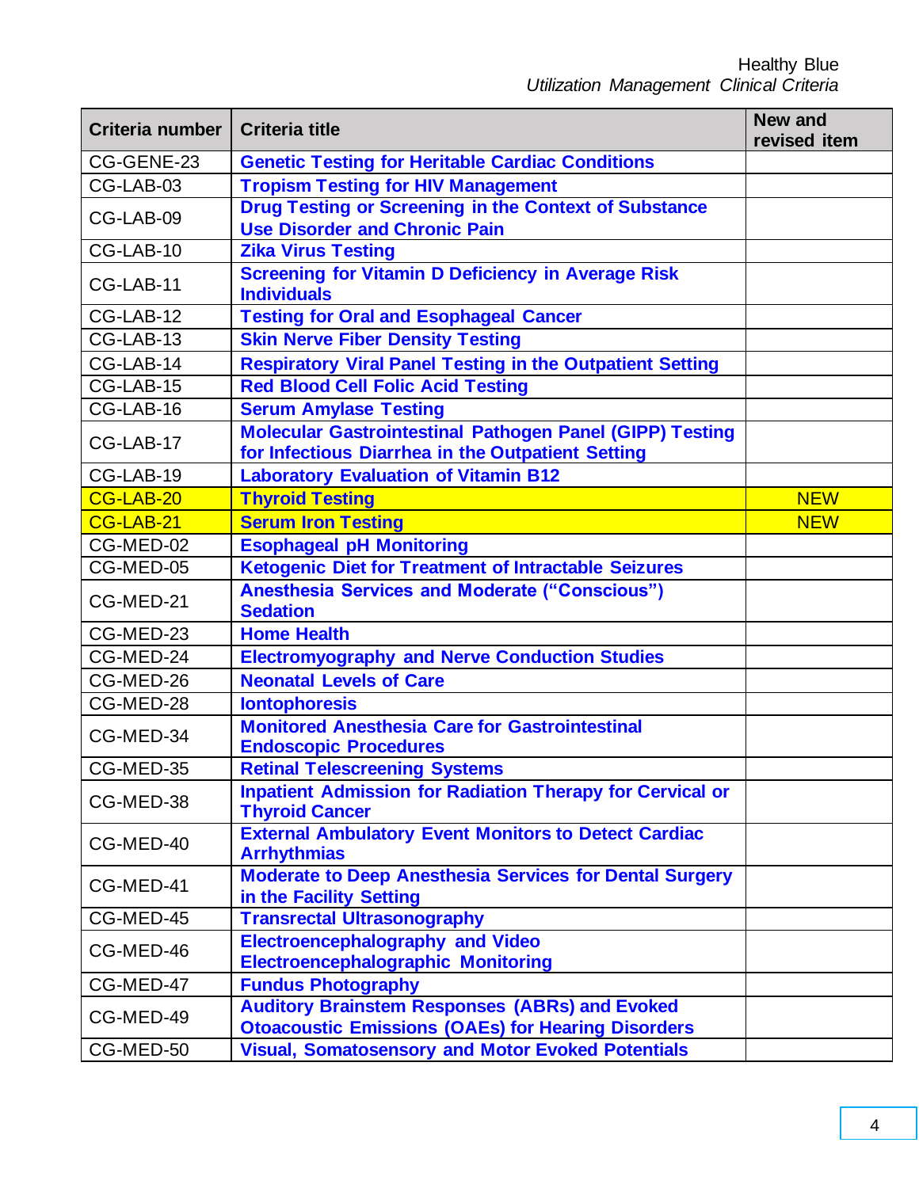| Criteria number | Criteria title | New and revised item |
|---|---|---|
| CG-GENE-23 | Genetic Testing for Heritable Cardiac Conditions | |
| CG-LAB-03 | Tropism Testing for HIV Management | |
| CG-LAB-09 | Drug Testing or Screening in the Context of Substance Use Disorder and Chronic Pain | |
| CG-LAB-10 | Zika Virus Testing | |
| CG-LAB-11 | Screening for Vitamin D Deficiency in Average Risk Individuals | |
| CG-LAB-12 | Testing for Oral and Esophageal Cancer | |
| CG-LAB-13 | Skin Nerve Fiber Density Testing | |
| CG-LAB-14 | Respiratory Viral Panel Testing in the Outpatient Setting | |
| CG-LAB-15 | Red Blood Cell Folic Acid Testing | |
| CG-LAB-16 | Serum Amylase Testing | |
| CG-LAB-17 | Molecular Gastrointestinal Pathogen Panel (GIPP) Testing for Infectious Diarrhea in the Outpatient Setting | |
| CG-LAB-19 | Laboratory Evaluation of Vitamin B12 | |
| CG-LAB-20 | Thyroid Testing | NEW |
| CG-LAB-21 | Serum Iron Testing | NEW |
| CG-MED-02 | Esophageal pH Monitoring | |
| CG-MED-05 | Ketogenic Diet for Treatment of Intractable Seizures | |
| CG-MED-21 | Anesthesia Services and Moderate (“Conscious”) Sedation | |
| CG-MED-23 | Home Health | |
| CG-MED-24 | Electromyography and Nerve Conduction Studies | |
| CG-MED-26 | Neonatal Levels of Care | |
| CG-MED-28 | Iontophoresis | |
| CG-MED-34 | Monitored Anesthesia Care for Gastrointestinal Endoscopic Procedures | |
| CG-MED-35 | Retinal Telescreening Systems | |
| CG-MED-38 | Inpatient Admission for Radiation Therapy for Cervical or Thyroid Cancer | |
| CG-MED-40 | External Ambulatory Event Monitors to Detect Cardiac Arrhythmias | |
| CG-MED-41 | Moderate to Deep Anesthesia Services for Dental Surgery in the Facility Setting | |
| CG-MED-45 | Transrectal Ultrasonography | |
| CG-MED-46 | Electroencephalography and Video Electroencephalographic Monitoring | |
| CG-MED-47 | Fundus Photography | |
| CG-MED-49 | Auditory Brainstem Responses (ABRs) and Evoked Otoacoustic Emissions (OAEs) for Hearing Disorders | |
| CG-MED-50 | Visual, Somatosensory and Motor Evoked Potentials | |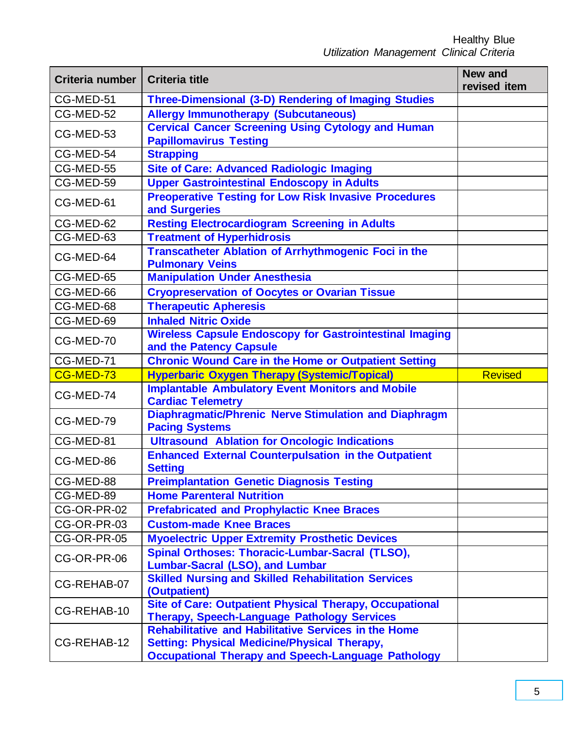| Criteria number | Criteria title | New and revised item |
|---|---|---|
| CG-MED-51 | Three-Dimensional (3-D) Rendering of Imaging Studies | |
| CG-MED-52 | Allergy Immunotherapy (Subcutaneous) | |
| CG-MED-53 | Cervical Cancer Screening Using Cytology and Human Papillomavirus Testing | |
| CG-MED-54 | Strapping | |
| CG-MED-55 | Site of Care: Advanced Radiologic Imaging | |
| CG-MED-59 | Upper Gastrointestinal Endoscopy in Adults | |
| CG-MED-61 | Preoperative Testing for Low Risk Invasive Procedures and Surgeries | |
| CG-MED-62 | Resting Electrocardiogram Screening in Adults | |
| CG-MED-63 | Treatment of Hyperhidrosis | |
| CG-MED-64 | Transcatheter Ablation of Arrhythmogenic Foci in the Pulmonary Veins | |
| CG-MED-65 | Manipulation Under Anesthesia | |
| CG-MED-66 | Cryopreservation of Oocytes or Ovarian Tissue | |
| CG-MED-68 | Therapeutic Apheresis | |
| CG-MED-69 | Inhaled Nitric Oxide | |
| CG-MED-70 | Wireless Capsule Endoscopy for Gastrointestinal Imaging and the Patency Capsule | |
| CG-MED-71 | Chronic Wound Care in the Home or Outpatient Setting | |
| CG-MED-73 | Hyperbaric Oxygen Therapy (Systemic/Topical) | Revised |
| CG-MED-74 | Implantable Ambulatory Event Monitors and Mobile Cardiac Telemetry | |
| CG-MED-79 | Diaphragmatic/Phrenic Nerve Stimulation and Diaphragm Pacing Systems | |
| CG-MED-81 | Ultrasound Ablation for Oncologic Indications | |
| CG-MED-86 | Enhanced External Counterpulsation in the Outpatient Setting | |
| CG-MED-88 | Preimplantation Genetic Diagnosis Testing | |
| CG-MED-89 | Home Parenteral Nutrition | |
| CG-OR-PR-02 | Prefabricated and Prophylactic Knee Braces | |
| CG-OR-PR-03 | Custom-made Knee Braces | |
| CG-OR-PR-05 | Myoelectric Upper Extremity Prosthetic Devices | |
| CG-OR-PR-06 | Spinal Orthoses: Thoracic-Lumbar-Sacral (TLSO), Lumbar-Sacral (LSO), and Lumbar | |
| CG-REHAB-07 | Skilled Nursing and Skilled Rehabilitation Services (Outpatient) | |
| CG-REHAB-10 | Site of Care: Outpatient Physical Therapy, Occupational Therapy, Speech-Language Pathology Services | |
| CG-REHAB-12 | Rehabilitative and Habilitative Services in the Home Setting: Physical Medicine/Physical Therapy, Occupational Therapy and Speech-Language Pathology | |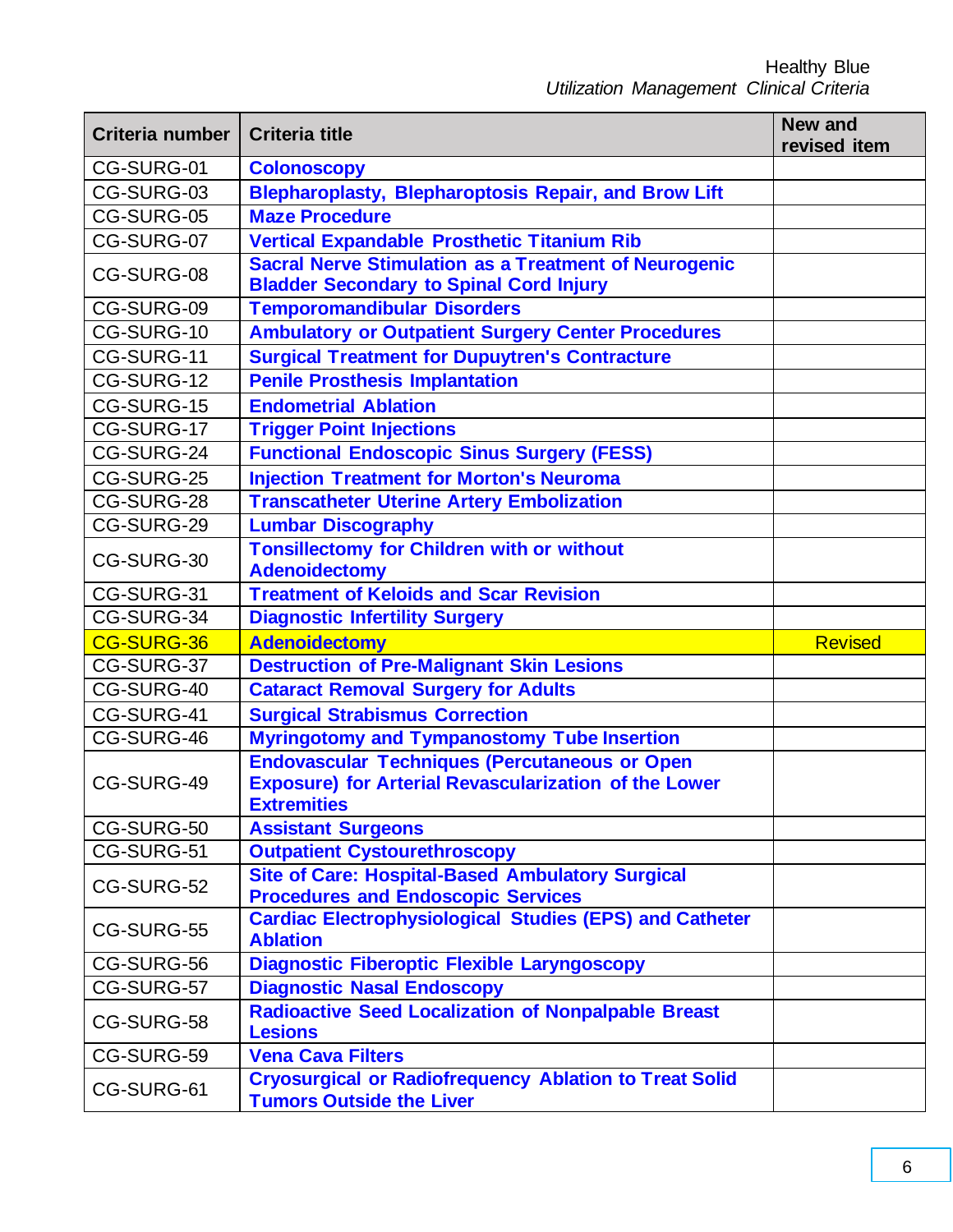| Criteria number | Criteria title | New and revised item |
|---|---|---|
| CG-SURG-01 | Colonoscopy | |
| CG-SURG-03 | Blepharoplasty, Blepharoptosis Repair, and Brow Lift | |
| CG-SURG-05 | Maze Procedure | |
| CG-SURG-07 | Vertical Expandable Prosthetic Titanium Rib | |
| CG-SURG-08 | Sacral Nerve Stimulation as a Treatment of Neurogenic Bladder Secondary to Spinal Cord Injury | |
| CG-SURG-09 | Temporomandibular Disorders | |
| CG-SURG-10 | Ambulatory or Outpatient Surgery Center Procedures | |
| CG-SURG-11 | Surgical Treatment for Dupuytren's Contracture | |
| CG-SURG-12 | Penile Prosthesis Implantation | |
| CG-SURG-15 | Endometrial Ablation | |
| CG-SURG-17 | Trigger Point Injections | |
| CG-SURG-24 | Functional Endoscopic Sinus Surgery (FESS) | |
| CG-SURG-25 | Injection Treatment for Morton's Neuroma | |
| CG-SURG-28 | Transcatheter Uterine Artery Embolization | |
| CG-SURG-29 | Lumbar Discography | |
| CG-SURG-30 | Tonsillectomy for Children with or without Adenoidectomy | |
| CG-SURG-31 | Treatment of Keloids and Scar Revision | |
| CG-SURG-34 | Diagnostic Infertility Surgery | |
| CG-SURG-36 | Adenoidectomy | Revised |
| CG-SURG-37 | Destruction of Pre-Malignant Skin Lesions | |
| CG-SURG-40 | Cataract Removal Surgery for Adults | |
| CG-SURG-41 | Surgical Strabismus Correction | |
| CG-SURG-46 | Myringotomy and Tympanostomy Tube Insertion | |
| CG-SURG-49 | Endovascular Techniques (Percutaneous or Open Exposure) for Arterial Revascularization of the Lower Extremities | |
| CG-SURG-50 | Assistant Surgeons | |
| CG-SURG-51 | Outpatient Cystourethroscopy | |
| CG-SURG-52 | Site of Care: Hospital-Based Ambulatory Surgical Procedures and Endoscopic Services | |
| CG-SURG-55 | Cardiac Electrophysiological Studies (EPS) and Catheter Ablation | |
| CG-SURG-56 | Diagnostic Fiberoptic Flexible Laryngoscopy | |
| CG-SURG-57 | Diagnostic Nasal Endoscopy | |
| CG-SURG-58 | Radioactive Seed Localization of Nonpalpable Breast Lesions | |
| CG-SURG-59 | Vena Cava Filters | |
| CG-SURG-61 | Cryosurgical or Radiofrequency Ablation to Treat Solid Tumors Outside the Liver | |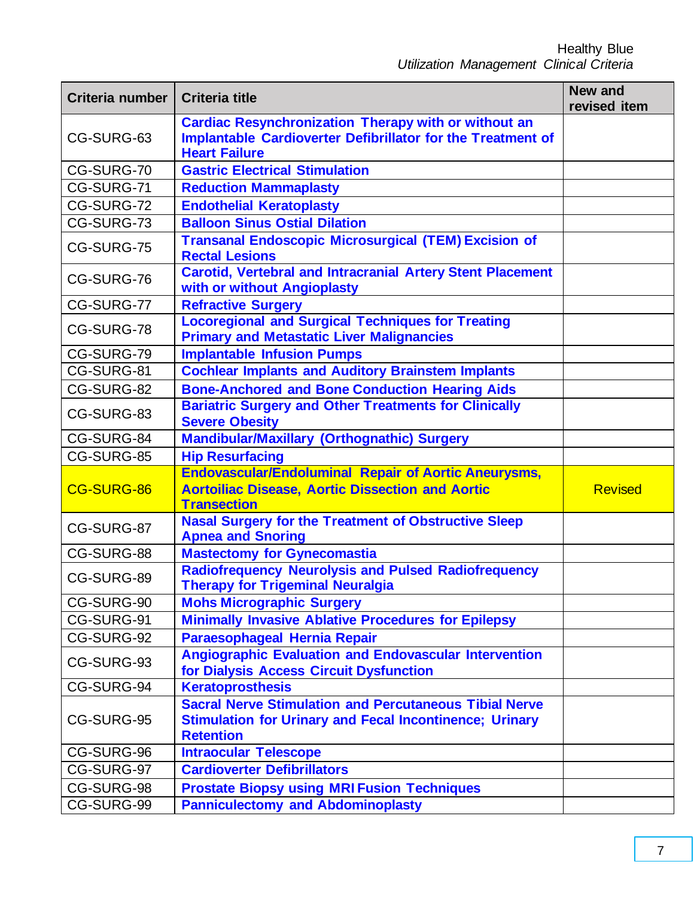| Criteria number | Criteria title | New and revised item |
| --- | --- | --- |
| CG-SURG-63 | Cardiac Resynchronization Therapy with or without an Implantable Cardioverter Defibrillator for the Treatment of Heart Failure | |
| CG-SURG-70 | Gastric Electrical Stimulation | |
| CG-SURG-71 | Reduction Mammaplasty | |
| CG-SURG-72 | Endothelial Keratoplasty | |
| CG-SURG-73 | Balloon Sinus Ostial Dilation | |
| CG-SURG-75 | Transanal Endoscopic Microsurgical (TEM) Excision of Rectal Lesions | |
| CG-SURG-76 | Carotid, Vertebral and Intracranial Artery Stent Placement with or without Angioplasty | |
| CG-SURG-77 | Refractive Surgery | |
| CG-SURG-78 | Locoregional and Surgical Techniques for Treating Primary and Metastatic Liver Malignancies | |
| CG-SURG-79 | Implantable Infusion Pumps | |
| CG-SURG-81 | Cochlear Implants and Auditory Brainstem Implants | |
| CG-SURG-82 | Bone-Anchored and Bone Conduction Hearing Aids | |
| CG-SURG-83 | Bariatric Surgery and Other Treatments for Clinically Severe Obesity | |
| CG-SURG-84 | Mandibular/Maxillary (Orthognathic) Surgery | |
| CG-SURG-85 | Hip Resurfacing | |
| CG-SURG-86 | Endovascular/Endoluminal Repair of Aortic Aneurysms, Aortoiliac Disease, Aortic Dissection and Aortic Transection | Revised |
| CG-SURG-87 | Nasal Surgery for the Treatment of Obstructive Sleep Apnea and Snoring | |
| CG-SURG-88 | Mastectomy for Gynecomastia | |
| CG-SURG-89 | Radiofrequency Neurolysis and Pulsed Radiofrequency Therapy for Trigeminal Neuralgia | |
| CG-SURG-90 | Mohs Micrographic Surgery | |
| CG-SURG-91 | Minimally Invasive Ablative Procedures for Epilepsy | |
| CG-SURG-92 | Paraesophageal Hernia Repair | |
| CG-SURG-93 | Angiographic Evaluation and Endovascular Intervention for Dialysis Access Circuit Dysfunction | |
| CG-SURG-94 | Keratoprosthesis | |
| CG-SURG-95 | Sacral Nerve Stimulation and Percutaneous Tibial Nerve Stimulation for Urinary and Fecal Incontinence; Urinary Retention | |
| CG-SURG-96 | Intraocular Telescope | |
| CG-SURG-97 | Cardioverter Defibrillators | |
| CG-SURG-98 | Prostate Biopsy using MRI Fusion Techniques | |
| CG-SURG-99 | Panniculectomy and Abdominoplasty | |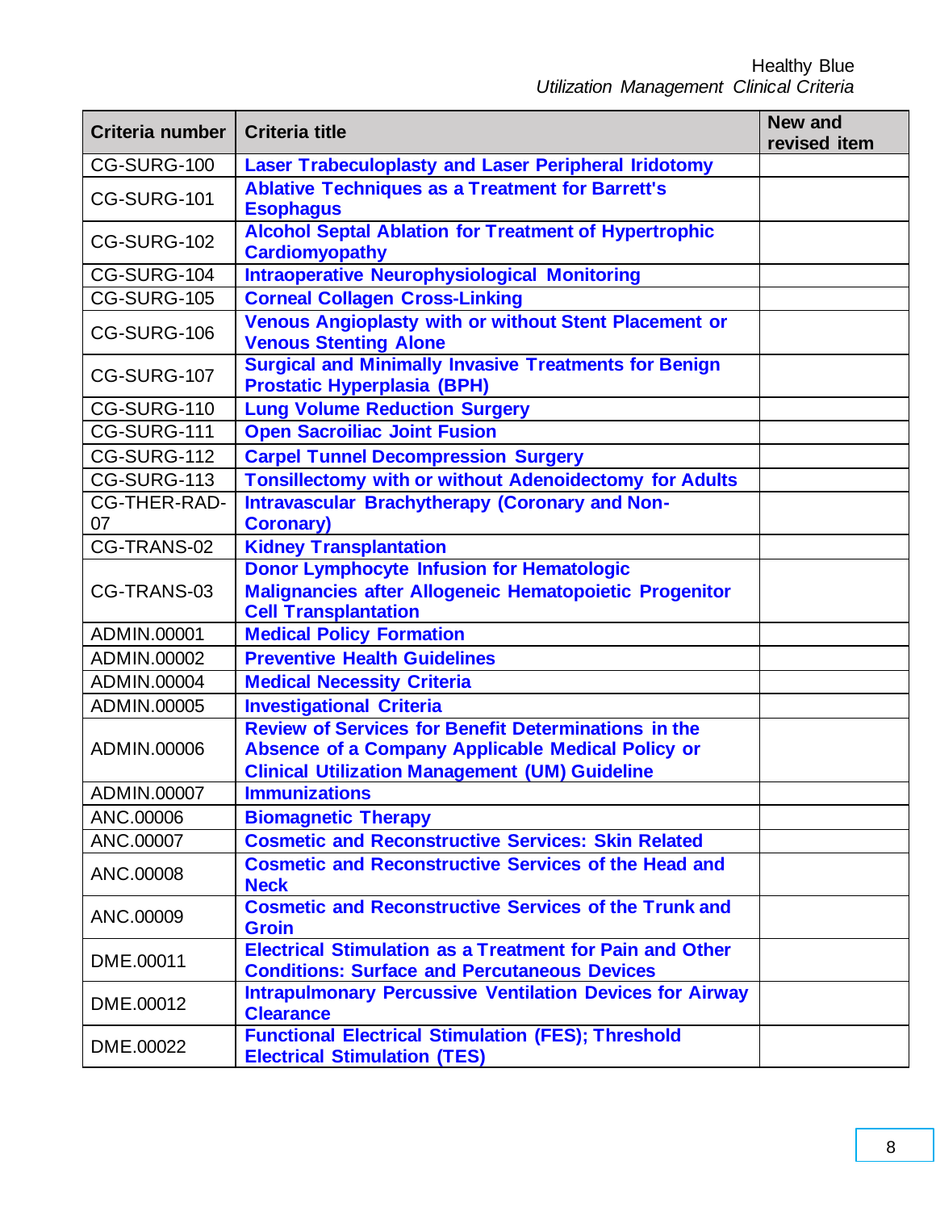| Criteria number | Criteria title | New and revised item |
|---|---|---|
| CG-SURG-100 | Laser Trabeculoplasty and Laser Peripheral Iridotomy | |
| CG-SURG-101 | Ablative Techniques as a Treatment for Barrett's Esophagus | |
| CG-SURG-102 | Alcohol Septal Ablation for Treatment of Hypertrophic Cardiomyopathy | |
| CG-SURG-104 | Intraoperative Neurophysiological Monitoring | |
| CG-SURG-105 | Corneal Collagen Cross-Linking | |
| CG-SURG-106 | Venous Angioplasty with or without Stent Placement or Venous Stenting Alone | |
| CG-SURG-107 | Surgical and Minimally Invasive Treatments for Benign Prostatic Hyperplasia (BPH) | |
| CG-SURG-110 | Lung Volume Reduction Surgery | |
| CG-SURG-111 | Open Sacroiliac Joint Fusion | |
| CG-SURG-112 | Carpel Tunnel Decompression Surgery | |
| CG-SURG-113 | Tonsillectomy with or without Adenoidectomy for Adults | |
| CG-THER-RAD-07 | Intravascular Brachytherapy (Coronary and Non-Coronary) | |
| CG-TRANS-02 | Kidney Transplantation | |
| CG-TRANS-03 | Donor Lymphocyte Infusion for Hematologic Malignancies after Allogeneic Hematopoietic Progenitor Cell Transplantation | |
| ADMIN.00001 | Medical Policy Formation | |
| ADMIN.00002 | Preventive Health Guidelines | |
| ADMIN.00004 | Medical Necessity Criteria | |
| ADMIN.00005 | Investigational Criteria | |
| ADMIN.00006 | Review of Services for Benefit Determinations in the Absence of a Company Applicable Medical Policy or Clinical Utilization Management (UM) Guideline | |
| ADMIN.00007 | Immunizations | |
| ANC.00006 | Biomagnetic Therapy | |
| ANC.00007 | Cosmetic and Reconstructive Services: Skin Related | |
| ANC.00008 | Cosmetic and Reconstructive Services of the Head and Neck | |
| ANC.00009 | Cosmetic and Reconstructive Services of the Trunk and Groin | |
| DME.00011 | Electrical Stimulation as a Treatment for Pain and Other Conditions: Surface and Percutaneous Devices | |
| DME.00012 | Intrapulmonary Percussive Ventilation Devices for Airway Clearance | |
| DME.00022 | Functional Electrical Stimulation (FES); Threshold Electrical Stimulation (TES) | |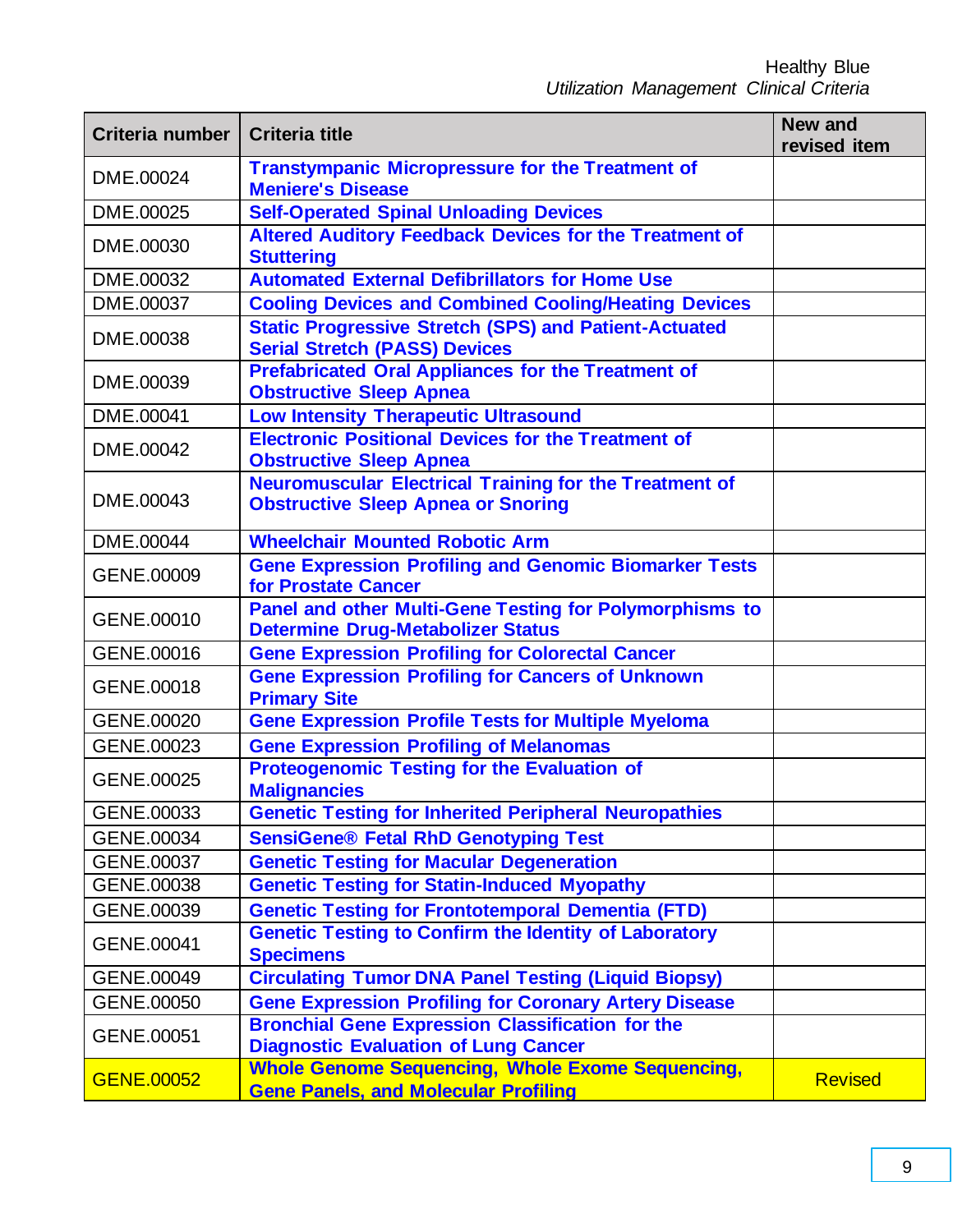| Criteria number | Criteria title | New and revised item |
|---|---|---|
| DME.00024 | Transtympanic Micropressure for the Treatment of Meniere's Disease | |
| DME.00025 | Self-Operated Spinal Unloading Devices | |
| DME.00030 | Altered Auditory Feedback Devices for the Treatment of Stuttering | |
| DME.00032 | Automated External Defibrillators for Home Use | |
| DME.00037 | Cooling Devices and Combined Cooling/Heating Devices | |
| DME.00038 | Static Progressive Stretch (SPS) and Patient-Actuated Serial Stretch (PASS) Devices | |
| DME.00039 | Prefabricated Oral Appliances for the Treatment of Obstructive Sleep Apnea | |
| DME.00041 | Low Intensity Therapeutic Ultrasound | |
| DME.00042 | Electronic Positional Devices for the Treatment of Obstructive Sleep Apnea | |
| DME.00043 | Neuromuscular Electrical Training for the Treatment of Obstructive Sleep Apnea or Snoring | |
| DME.00044 | Wheelchair Mounted Robotic Arm | |
| GENE.00009 | Gene Expression Profiling and Genomic Biomarker Tests for Prostate Cancer | |
| GENE.00010 | Panel and other Multi-Gene Testing for Polymorphisms to Determine Drug-Metabolizer Status | |
| GENE.00016 | Gene Expression Profiling for Colorectal Cancer | |
| GENE.00018 | Gene Expression Profiling for Cancers of Unknown Primary Site | |
| GENE.00020 | Gene Expression Profile Tests for Multiple Myeloma | |
| GENE.00023 | Gene Expression Profiling of Melanomas | |
| GENE.00025 | Proteogenomic Testing for the Evaluation of Malignancies | |
| GENE.00033 | Genetic Testing for Inherited Peripheral Neuropathies | |
| GENE.00034 | SensiGene® Fetal RhD Genotyping Test | |
| GENE.00037 | Genetic Testing for Macular Degeneration | |
| GENE.00038 | Genetic Testing for Statin-Induced Myopathy | |
| GENE.00039 | Genetic Testing for Frontotemporal Dementia (FTD) | |
| GENE.00041 | Genetic Testing to Confirm the Identity of Laboratory Specimens | |
| GENE.00049 | Circulating Tumor DNA Panel Testing (Liquid Biopsy) | |
| GENE.00050 | Gene Expression Profiling for Coronary Artery Disease | |
| GENE.00051 | Bronchial Gene Expression Classification for the Diagnostic Evaluation of Lung Cancer | |
| GENE.00052 | Whole Genome Sequencing, Whole Exome Sequencing, Gene Panels, and Molecular Profiling | Revised |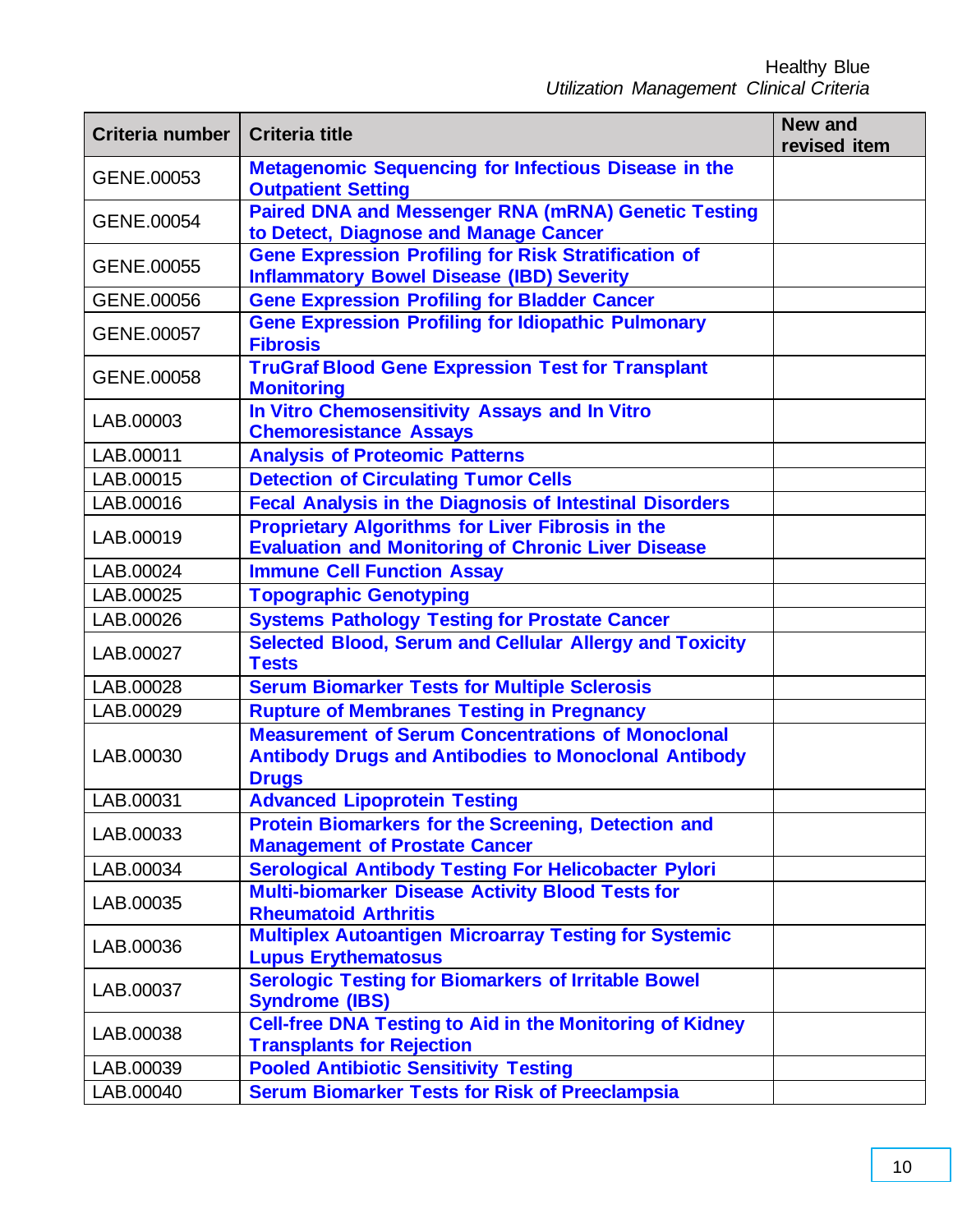| Criteria number | Criteria title | New and revised item |
| --- | --- | --- |
| GENE.00053 | Metagenomic Sequencing for Infectious Disease in the Outpatient Setting | |
| GENE.00054 | Paired DNA and Messenger RNA (mRNA) Genetic Testing to Detect, Diagnose and Manage Cancer | |
| GENE.00055 | Gene Expression Profiling for Risk Stratification of Inflammatory Bowel Disease (IBD) Severity | |
| GENE.00056 | Gene Expression Profiling for Bladder Cancer | |
| GENE.00057 | Gene Expression Profiling for Idiopathic Pulmonary Fibrosis | |
| GENE.00058 | TruGraf Blood Gene Expression Test for Transplant Monitoring | |
| LAB.00003 | In Vitro Chemosensitivity Assays and In Vitro Chemoresistance Assays | |
| LAB.00011 | Analysis of Proteomic Patterns | |
| LAB.00015 | Detection of Circulating Tumor Cells | |
| LAB.00016 | Fecal Analysis in the Diagnosis of Intestinal Disorders | |
| LAB.00019 | Proprietary Algorithms for Liver Fibrosis in the Evaluation and Monitoring of Chronic Liver Disease | |
| LAB.00024 | Immune Cell Function Assay | |
| LAB.00025 | Topographic Genotyping | |
| LAB.00026 | Systems Pathology Testing for Prostate Cancer | |
| LAB.00027 | Selected Blood, Serum and Cellular Allergy and Toxicity Tests | |
| LAB.00028 | Serum Biomarker Tests for Multiple Sclerosis | |
| LAB.00029 | Rupture of Membranes Testing in Pregnancy | |
| LAB.00030 | Measurement of Serum Concentrations of Monoclonal Antibody Drugs and Antibodies to Monoclonal Antibody Drugs | |
| LAB.00031 | Advanced Lipoprotein Testing | |
| LAB.00033 | Protein Biomarkers for the Screening, Detection and Management of Prostate Cancer | |
| LAB.00034 | Serological Antibody Testing For Helicobacter Pylori | |
| LAB.00035 | Multi-biomarker Disease Activity Blood Tests for Rheumatoid Arthritis | |
| LAB.00036 | Multiplex Autoantigen Microarray Testing for Systemic Lupus Erythematosus | |
| LAB.00037 | Serologic Testing for Biomarkers of Irritable Bowel Syndrome (IBS) | |
| LAB.00038 | Cell-free DNA Testing to Aid in the Monitoring of Kidney Transplants for Rejection | |
| LAB.00039 | Pooled Antibiotic Sensitivity Testing | |
| LAB.00040 | Serum Biomarker Tests for Risk of Preeclampsia | |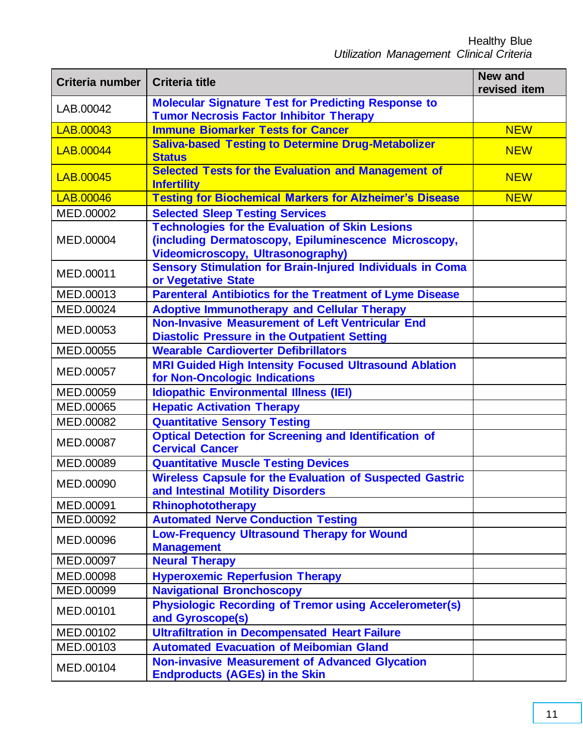| Criteria number | Criteria title | New and revised item |
|---|---|---|
| LAB.00042 | Molecular Signature Test for Predicting Response to Tumor Necrosis Factor Inhibitor Therapy | |
| LAB.00043 | Immune Biomarker Tests for Cancer | NEW |
| LAB.00044 | Saliva-based Testing to Determine Drug-Metabolizer Status | NEW |
| LAB.00045 | Selected Tests for the Evaluation and Management of Infertility | NEW |
| LAB.00046 | Testing for Biochemical Markers for Alzheimer's Disease | NEW |
| MED.00002 | Selected Sleep Testing Services | |
| MED.00004 | Technologies for the Evaluation of Skin Lesions (including Dermatoscopy, Epiluminescence Microscopy, Videomicroscopy, Ultrasonography) | |
| MED.00011 | Sensory Stimulation for Brain-Injured Individuals in Coma or Vegetative State | |
| MED.00013 | Parenteral Antibiotics for the Treatment of Lyme Disease | |
| MED.00024 | Adoptive Immunotherapy and Cellular Therapy | |
| MED.00053 | Non-Invasive Measurement of Left Ventricular End Diastolic Pressure in the Outpatient Setting | |
| MED.00055 | Wearable Cardioverter Defibrillators | |
| MED.00057 | MRI Guided High Intensity Focused Ultrasound Ablation for Non-Oncologic Indications | |
| MED.00059 | Idiopathic Environmental Illness (IEI) | |
| MED.00065 | Hepatic Activation Therapy | |
| MED.00082 | Quantitative Sensory Testing | |
| MED.00087 | Optical Detection for Screening and Identification of Cervical Cancer | |
| MED.00089 | Quantitative Muscle Testing Devices | |
| MED.00090 | Wireless Capsule for the Evaluation of Suspected Gastric and Intestinal Motility Disorders | |
| MED.00091 | Rhinophototherapy | |
| MED.00092 | Automated Nerve Conduction Testing | |
| MED.00096 | Low-Frequency Ultrasound Therapy for Wound Management | |
| MED.00097 | Neural Therapy | |
| MED.00098 | Hyperoxemic Reperfusion Therapy | |
| MED.00099 | Navigational Bronchoscopy | |
| MED.00101 | Physiologic Recording of Tremor using Accelerometer(s) and Gyroscope(s) | |
| MED.00102 | Ultrafiltration in Decompensated Heart Failure | |
| MED.00103 | Automated Evacuation of Meibomian Gland | |
| MED.00104 | Non-invasive Measurement of Advanced Glycation Endproducts (AGEs) in the Skin | |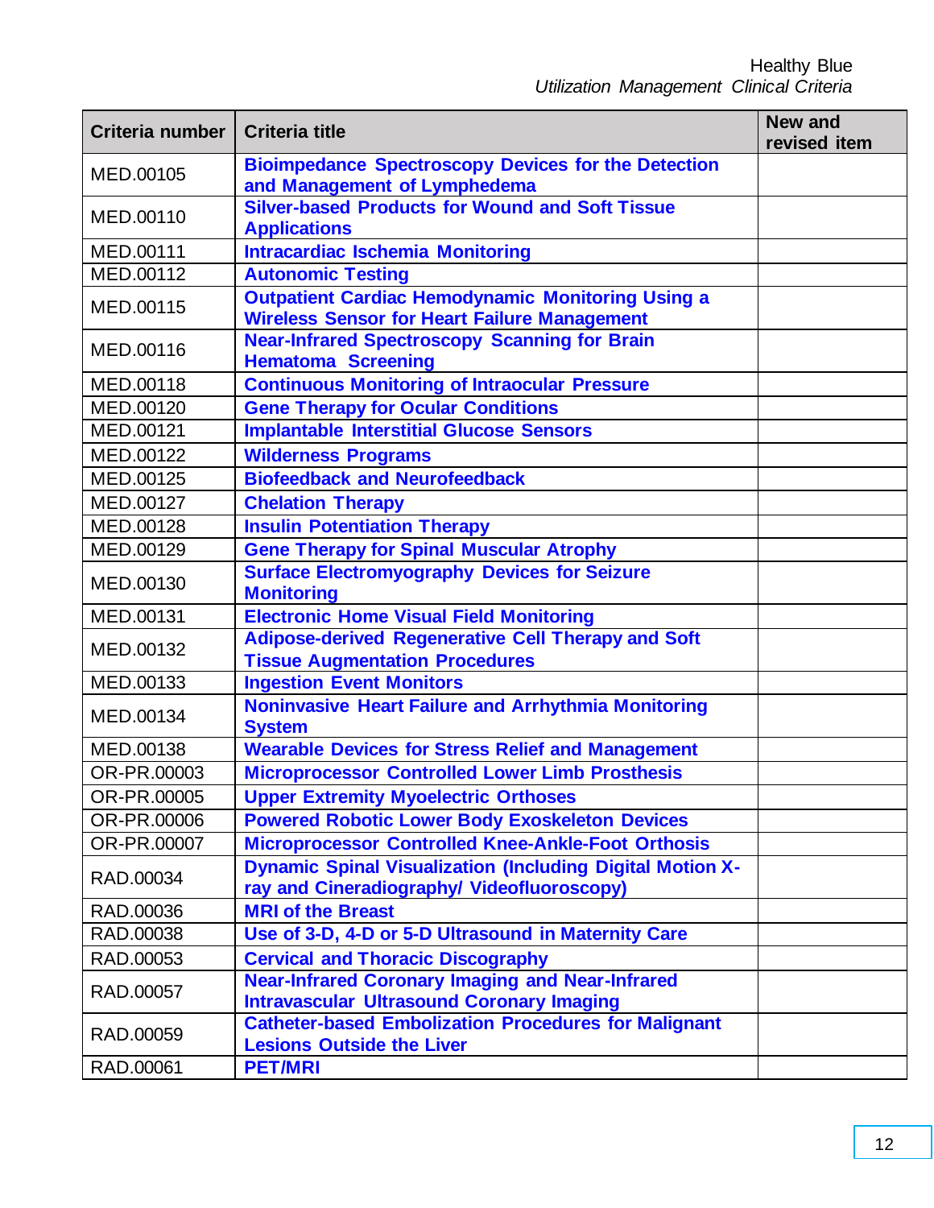| Criteria number | Criteria title | New and revised item |
|---|---|---|
| MED.00105 | Bioimpedance Spectroscopy Devices for the Detection and Management of Lymphedema | |
| MED.00110 | Silver-based Products for Wound and Soft Tissue Applications | |
| MED.00111 | Intracardiac Ischemia Monitoring | |
| MED.00112 | Autonomic Testing | |
| MED.00115 | Outpatient Cardiac Hemodynamic Monitoring Using a Wireless Sensor for Heart Failure Management | |
| MED.00116 | Near-Infrared Spectroscopy Scanning for Brain Hematoma Screening | |
| MED.00118 | Continuous Monitoring of Intraocular Pressure | |
| MED.00120 | Gene Therapy for Ocular Conditions | |
| MED.00121 | Implantable Interstitial Glucose Sensors | |
| MED.00122 | Wilderness Programs | |
| MED.00125 | Biofeedback and Neurofeedback | |
| MED.00127 | Chelation Therapy | |
| MED.00128 | Insulin Potentiation Therapy | |
| MED.00129 | Gene Therapy for Spinal Muscular Atrophy | |
| MED.00130 | Surface Electromyography Devices for Seizure Monitoring | |
| MED.00131 | Electronic Home Visual Field Monitoring | |
| MED.00132 | Adipose-derived Regenerative Cell Therapy and Soft Tissue Augmentation Procedures | |
| MED.00133 | Ingestion Event Monitors | |
| MED.00134 | Noninvasive Heart Failure and Arrhythmia Monitoring System | |
| MED.00138 | Wearable Devices for Stress Relief and Management | |
| OR-PR.00003 | Microprocessor Controlled Lower Limb Prosthesis | |
| OR-PR.00005 | Upper Extremity Myoelectric Orthoses | |
| OR-PR.00006 | Powered Robotic Lower Body Exoskeleton Devices | |
| OR-PR.00007 | Microprocessor Controlled Knee-Ankle-Foot Orthosis | |
| RAD.00034 | Dynamic Spinal Visualization (Including Digital Motion X-ray and Cineradiography/ Videofluoroscopy) | |
| RAD.00036 | MRI of the Breast | |
| RAD.00038 | Use of 3-D, 4-D or 5-D Ultrasound in Maternity Care | |
| RAD.00053 | Cervical and Thoracic Discography | |
| RAD.00057 | Near-Infrared Coronary Imaging and Near-Infrared Intravascular Ultrasound Coronary Imaging | |
| RAD.00059 | Catheter-based Embolization Procedures for Malignant Lesions Outside the Liver | |
| RAD.00061 | PET/MRI | |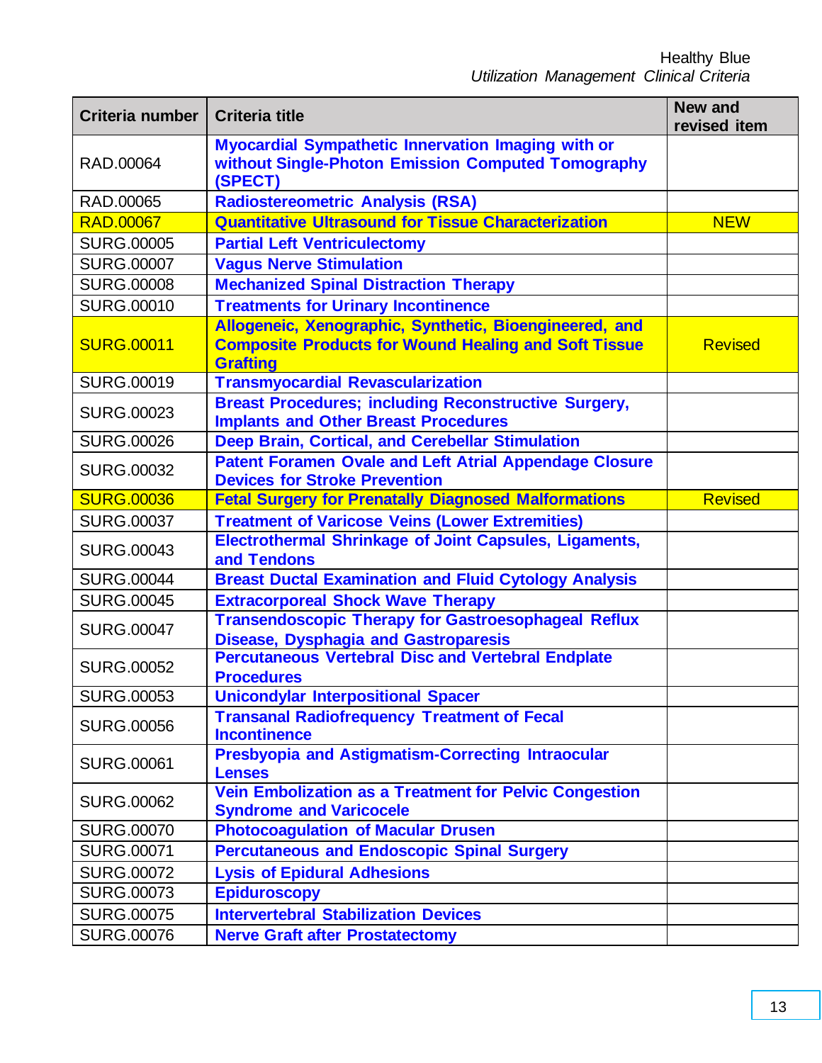| Criteria number | Criteria title | New and revised item |
|---|---|---|
| RAD.00064 | **Myocardial Sympathetic Innervation Imaging with or without Single-Photon Emission Computed Tomography (SPECT)** | |
| RAD.00065 | **Radiostereometric Analysis (RSA)** | |
| RAD.00067 | **Quantitative Ultrasound for Tissue Characterization** | NEW |
| SURG.00005 | **Partial Left Ventriculectomy** | |
| SURG.00007 | **Vagus Nerve Stimulation** | |
| SURG.00008 | **Mechanized Spinal Distraction Therapy** | |
| SURG.00010 | **Treatments for Urinary Incontinence** | |
| SURG.00011 | **Allogeneic, Xenographic, Synthetic, Bioengineered, and Composite Products for Wound Healing and Soft Tissue Grafting** | Revised |
| SURG.00019 | **Transmyocardial Revascularization** | |
| SURG.00023 | **Breast Procedures; including Reconstructive Surgery, Implants and Other Breast Procedures** | |
| SURG.00026 | **Deep Brain, Cortical, and Cerebellar Stimulation** | |
| SURG.00032 | **Patent Foramen Ovale and Left Atrial Appendage Closure Devices for Stroke Prevention** | |
| SURG.00036 | **Fetal Surgery for Prenatally Diagnosed Malformations** | Revised |
| SURG.00037 | **Treatment of Varicose Veins (Lower Extremities)** | |
| SURG.00043 | **Electrothermal Shrinkage of Joint Capsules, Ligaments, and Tendons** | |
| SURG.00044 | **Breast Ductal Examination and Fluid Cytology Analysis** | |
| SURG.00045 | **Extracorporeal Shock Wave Therapy** | |
| SURG.00047 | **Transendoscopic Therapy for Gastroesophageal Reflux Disease, Dysphagia and Gastroparesis** | |
| SURG.00052 | **Percutaneous Vertebral Disc and Vertebral Endplate Procedures** | |
| SURG.00053 | **Unicondylar Interpositional Spacer** | |
| SURG.00056 | **Transanal Radiofrequency Treatment of Fecal Incontinence** | |
| SURG.00061 | **Presbyopia and Astigmatism-Correcting Intraocular Lenses** | |
| SURG.00062 | **Vein Embolization as a Treatment for Pelvic Congestion Syndrome and Varicocele** | |
| SURG.00070 | **Photocoagulation of Macular Drusen** | |
| SURG.00071 | **Percutaneous and Endoscopic Spinal Surgery** | |
| SURG.00072 | **Lysis of Epidural Adhesions** | |
| SURG.00073 | **Epiduroscopy** | |
| SURG.00075 | **Intervertebral Stabilization Devices** | |
| SURG.00076 | **Nerve Graft after Prostatectomy** | |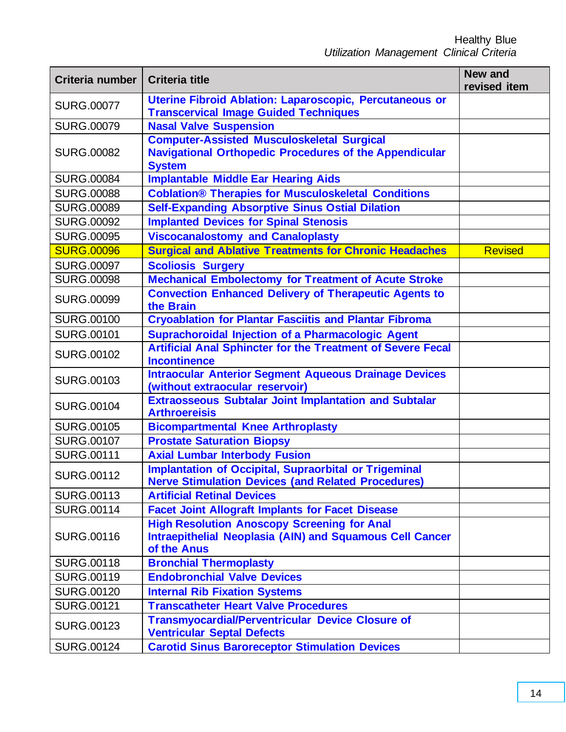| Criteria number | Criteria title | New and revised item |
|---|---|---|
| SURG.00077 | Uterine Fibroid Ablation: Laparoscopic, Percutaneous or Transcervical Image Guided Techniques | |
| SURG.00079 | Nasal Valve Suspension | |
| SURG.00082 | Computer-Assisted Musculoskeletal Surgical Navigational Orthopedic Procedures of the Appendicular System | |
| SURG.00084 | Implantable Middle Ear Hearing Aids | |
| SURG.00088 | Coblation® Therapies for Musculoskeletal Conditions | |
| SURG.00089 | Self-Expanding Absorptive Sinus Ostial Dilation | |
| SURG.00092 | Implanted Devices for Spinal Stenosis | |
| SURG.00095 | Viscocanalostomy and Canaloplasty | |
| SURG.00096 | Surgical and Ablative Treatments for Chronic Headaches | Revised |
| SURG.00097 | Scoliosis Surgery | |
| SURG.00098 | Mechanical Embolectomy for Treatment of Acute Stroke | |
| SURG.00099 | Convection Enhanced Delivery of Therapeutic Agents to the Brain | |
| SURG.00100 | Cryoablation for Plantar Fasciitis and Plantar Fibroma | |
| SURG.00101 | Suprachoroidal Injection of a Pharmacologic Agent | |
| SURG.00102 | Artificial Anal Sphincter for the Treatment of Severe Fecal Incontinence | |
| SURG.00103 | Intraocular Anterior Segment Aqueous Drainage Devices (without extraocular reservoir) | |
| SURG.00104 | Extraosseous Subtalar Joint Implantation and Subtalar Arthroereisis | |
| SURG.00105 | Bicompartmental Knee Arthroplasty | |
| SURG.00107 | Prostate Saturation Biopsy | |
| SURG.00111 | Axial Lumbar Interbody Fusion | |
| SURG.00112 | Implantation of Occipital, Supraorbital or Trigeminal Nerve Stimulation Devices (and Related Procedures) | |
| SURG.00113 | Artificial Retinal Devices | |
| SURG.00114 | Facet Joint Allograft Implants for Facet Disease | |
| SURG.00116 | High Resolution Anoscopy Screening for Anal Intraepithelial Neoplasia (AIN) and Squamous Cell Cancer of the Anus | |
| SURG.00118 | Bronchial Thermoplasty | |
| SURG.00119 | Endobronchial Valve Devices | |
| SURG.00120 | Internal Rib Fixation Systems | |
| SURG.00121 | Transcatheter Heart Valve Procedures | |
| SURG.00123 | Transmyocardial/Perventricular Device Closure of Ventricular Septal Defects | |
| SURG.00124 | Carotid Sinus Baroreceptor Stimulation Devices | |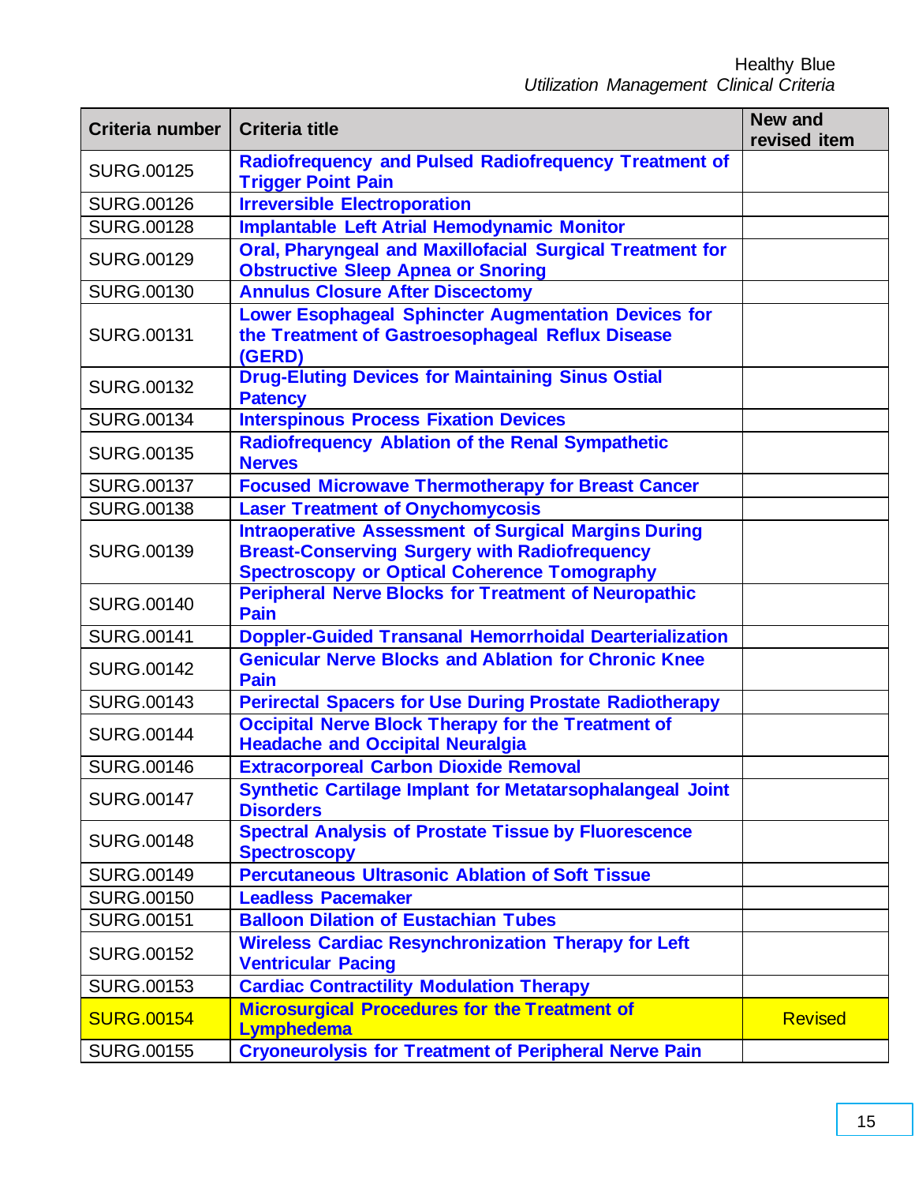| Criteria number | Criteria title | New and revised item |
|---|---|---|
| SURG.00125 | Radiofrequency and Pulsed Radiofrequency Treatment of Trigger Point Pain | |
| SURG.00126 | Irreversible Electroporation | |
| SURG.00128 | Implantable Left Atrial Hemodynamic Monitor | |
| SURG.00129 | Oral, Pharyngeal and Maxillofacial Surgical Treatment for Obstructive Sleep Apnea or Snoring | |
| SURG.00130 | Annulus Closure After Discectomy | |
| SURG.00131 | Lower Esophageal Sphincter Augmentation Devices for the Treatment of Gastroesophageal Reflux Disease (GERD) | |
| SURG.00132 | Drug-Eluting Devices for Maintaining Sinus Ostial Patency | |
| SURG.00134 | Interspinous Process Fixation Devices | |
| SURG.00135 | Radiofrequency Ablation of the Renal Sympathetic Nerves | |
| SURG.00137 | Focused Microwave Thermotherapy for Breast Cancer | |
| SURG.00138 | Laser Treatment of Onychomycosis | |
| SURG.00139 | Intraoperative Assessment of Surgical Margins During Breast-Conserving Surgery with Radiofrequency Spectroscopy or Optical Coherence Tomography | |
| SURG.00140 | Peripheral Nerve Blocks for Treatment of Neuropathic Pain | |
| SURG.00141 | Doppler-Guided Transanal Hemorrhoidal Dearterialization | |
| SURG.00142 | Genicular Nerve Blocks and Ablation for Chronic Knee Pain | |
| SURG.00143 | Perirectal Spacers for Use During Prostate Radiotherapy | |
| SURG.00144 | Occipital Nerve Block Therapy for the Treatment of Headache and Occipital Neuralgia | |
| SURG.00146 | Extracorporeal Carbon Dioxide Removal | |
| SURG.00147 | Synthetic Cartilage Implant for Metatarsophalangeal Joint Disorders | |
| SURG.00148 | Spectral Analysis of Prostate Tissue by Fluorescence Spectroscopy | |
| SURG.00149 | Percutaneous Ultrasonic Ablation of Soft Tissue | |
| SURG.00150 | Leadless Pacemaker | |
| SURG.00151 | Balloon Dilation of Eustachian Tubes | |
| SURG.00152 | Wireless Cardiac Resynchronization Therapy for Left Ventricular Pacing | |
| SURG.00153 | Cardiac Contractility Modulation Therapy | |
| SURG.00154 | Microsurgical Procedures for the Treatment of Lymphedema | Revised |
| SURG.00155 | Cryoneurolysis for Treatment of Peripheral Nerve Pain | |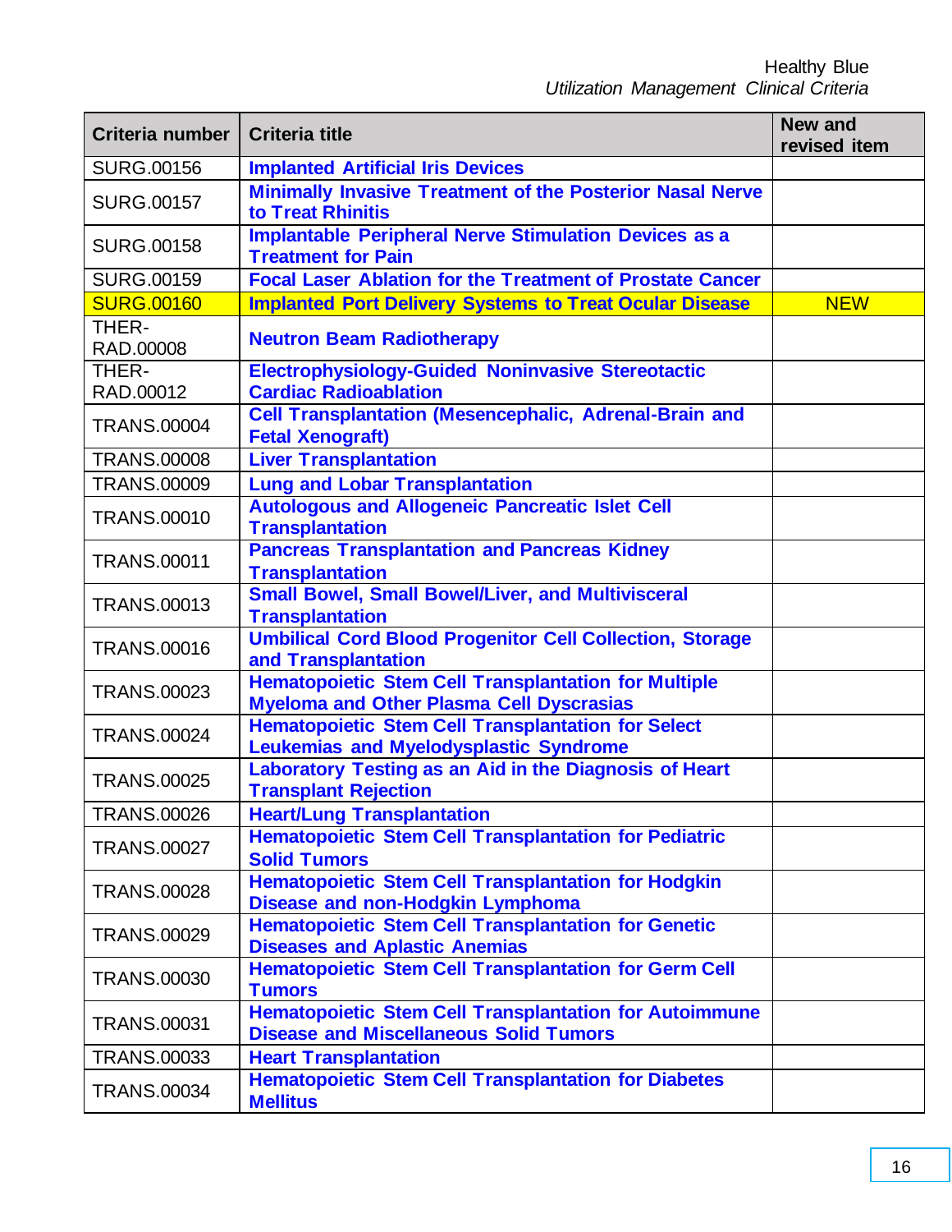| Criteria number | Criteria title | New and revised item |
|---|---|---|
| SURG.00156 | Implanted Artificial Iris Devices | |
| SURG.00157 | Minimally Invasive Treatment of the Posterior Nasal Nerve to Treat Rhinitis | |
| SURG.00158 | Implantable Peripheral Nerve Stimulation Devices as a Treatment for Pain | |
| SURG.00159 | Focal Laser Ablation for the Treatment of Prostate Cancer | |
| SURG.00160 | Implanted Port Delivery Systems to Treat Ocular Disease | NEW |
| THER-RAD.00008 | Neutron Beam Radiotherapy | |
| THER-RAD.00012 | Electrophysiology-Guided Noninvasive Stereotactic Cardiac Radioablation | |
| TRANS.00004 | Cell Transplantation (Mesencephalic, Adrenal-Brain and Fetal Xenograft) | |
| TRANS.00008 | Liver Transplantation | |
| TRANS.00009 | Lung and Lobar Transplantation | |
| TRANS.00010 | Autologous and Allogeneic Pancreatic Islet Cell Transplantation | |
| TRANS.00011 | Pancreas Transplantation and Pancreas Kidney Transplantation | |
| TRANS.00013 | Small Bowel, Small Bowel/Liver, and Multivisceral Transplantation | |
| TRANS.00016 | Umbilical Cord Blood Progenitor Cell Collection, Storage and Transplantation | |
| TRANS.00023 | Hematopoietic Stem Cell Transplantation for Multiple Myeloma and Other Plasma Cell Dyscrasias | |
| TRANS.00024 | Hematopoietic Stem Cell Transplantation for Select Leukemias and Myelodysplastic Syndrome | |
| TRANS.00025 | Laboratory Testing as an Aid in the Diagnosis of Heart Transplant Rejection | |
| TRANS.00026 | Heart/Lung Transplantation | |
| TRANS.00027 | Hematopoietic Stem Cell Transplantation for Pediatric Solid Tumors | |
| TRANS.00028 | Hematopoietic Stem Cell Transplantation for Hodgkin Disease and non-Hodgkin Lymphoma | |
| TRANS.00029 | Hematopoietic Stem Cell Transplantation for Genetic Diseases and Aplastic Anemias | |
| TRANS.00030 | Hematopoietic Stem Cell Transplantation for Germ Cell Tumors | |
| TRANS.00031 | Hematopoietic Stem Cell Transplantation for Autoimmune Disease and Miscellaneous Solid Tumors | |
| TRANS.00033 | Heart Transplantation | |
| TRANS.00034 | Hematopoietic Stem Cell Transplantation for Diabetes Mellitus | |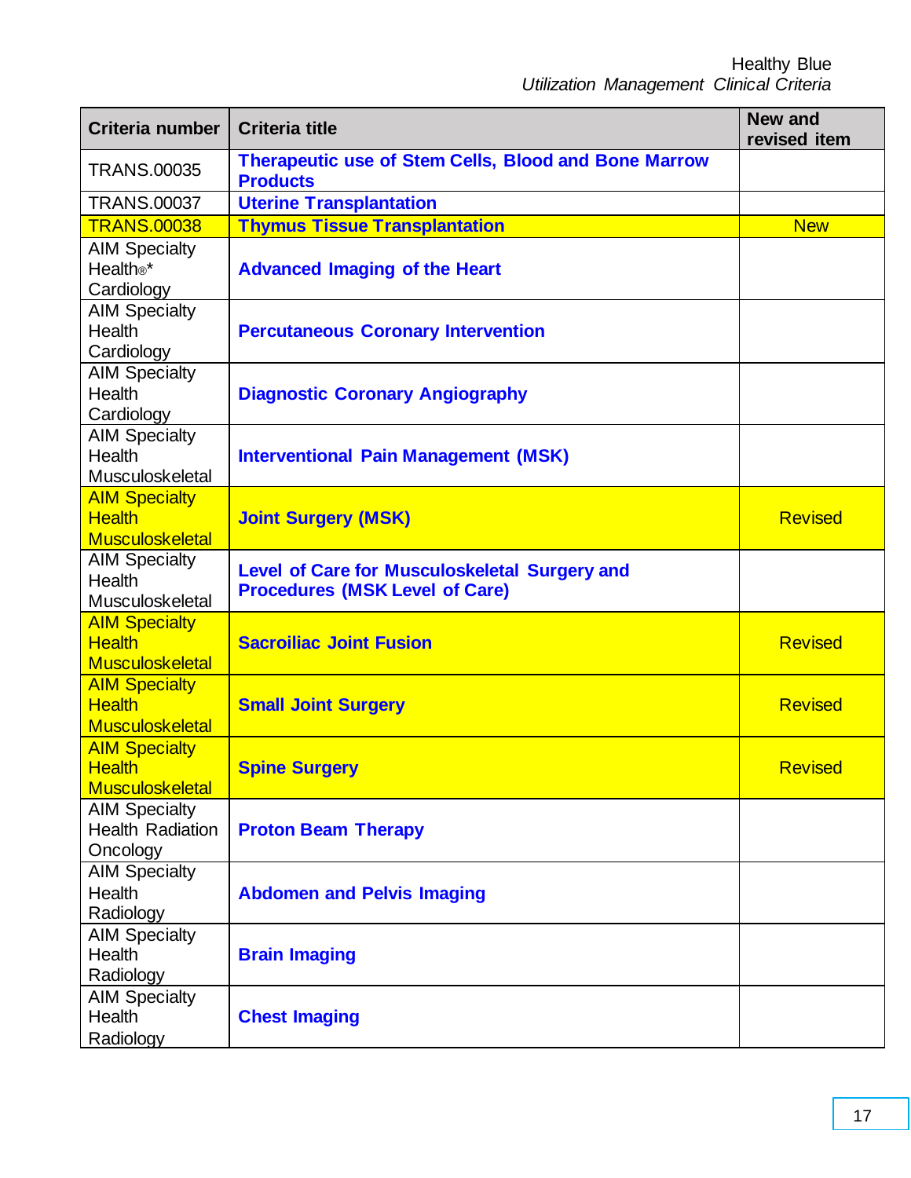| Criteria number | Criteria title | New and revised item |
|---|---|---|
| TRANS.00035 | **Therapeutic use of Stem Cells, Blood and Bone Marrow Products** | |
| TRANS.00037 | **Uterine Transplantation** | |
| TRANS.00038 | **Thymus Tissue Transplantation** | New |
| AIM Specialty Health®* Cardiology | **Advanced Imaging of the Heart** | |
| AIM Specialty Health Cardiology | **Percutaneous Coronary Intervention** | |
| AIM Specialty Health Cardiology | **Diagnostic Coronary Angiography** | |
| AIM Specialty Health Musculoskeletal | **Interventional Pain Management (MSK)** | |
| AIM Specialty Health Musculoskeletal | **Joint Surgery (MSK)** | Revised |
| AIM Specialty Health Musculoskeletal | **Level of Care for Musculoskeletal Surgery and Procedures (MSK Level of Care)** | |
| AIM Specialty Health Musculoskeletal | **Sacroiliac Joint Fusion** | Revised |
| AIM Specialty Health Musculoskeletal | **Small Joint Surgery** | Revised |
| AIM Specialty Health Musculoskeletal | **Spine Surgery** | Revised |
| AIM Specialty Health Radiation Oncology | **Proton Beam Therapy** | |
| AIM Specialty Health Radiology | **Abdomen and Pelvis Imaging** | |
| AIM Specialty Health Radiology | **Brain Imaging** | |
| AIM Specialty Health Radiology | **Chest Imaging** | |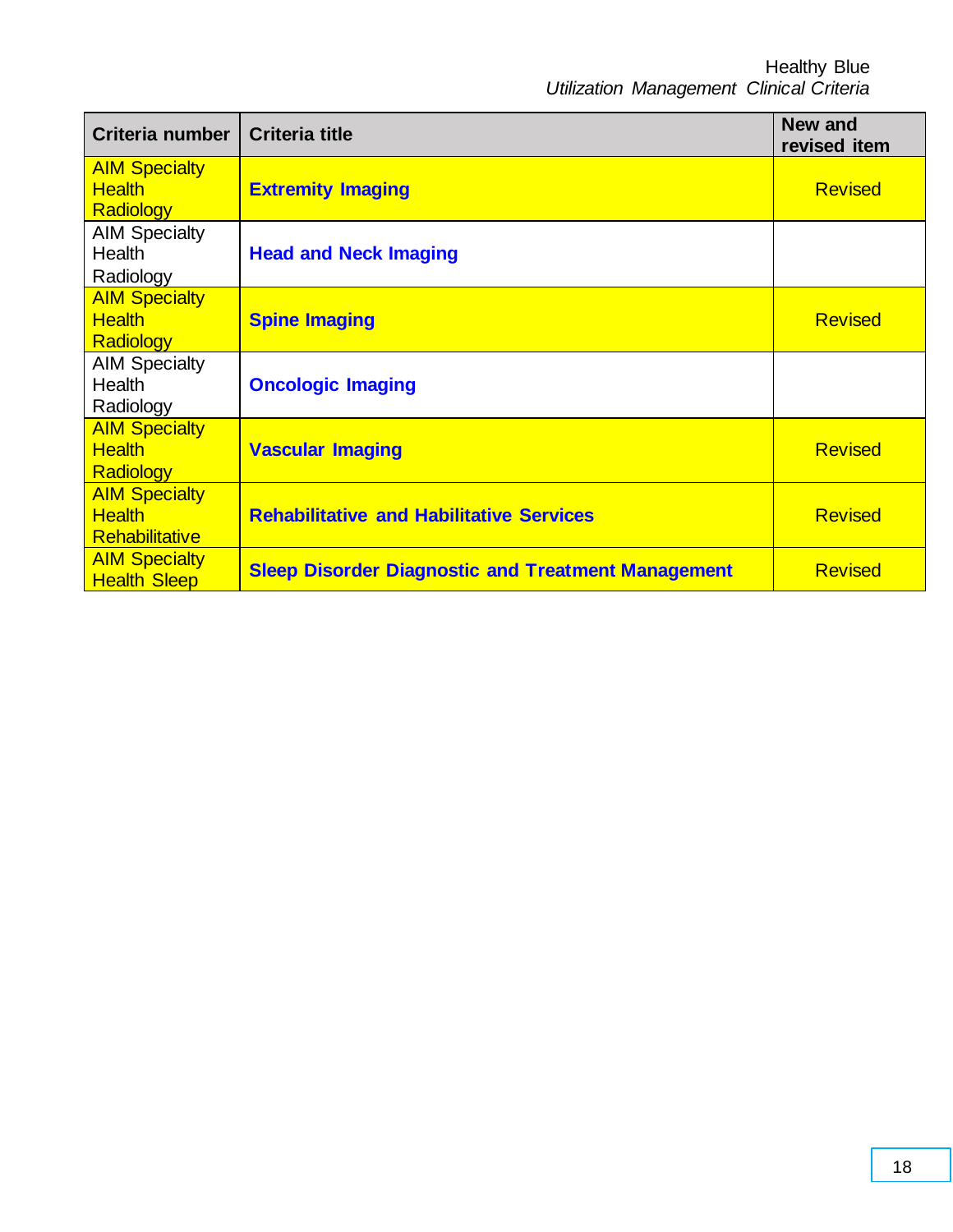| Criteria number | Criteria title | New and revised item |
|---|---|---|
| AIM Specialty Health Radiology | **Extremity Imaging** | Revised |
| AIM Specialty Health Radiology | **Head and Neck Imaging** | |
| AIM Specialty Health Radiology | **Spine Imaging** | Revised |
| AIM Specialty Health Radiology | **Oncologic Imaging** | |
| AIM Specialty Health Radiology | **Vascular Imaging** | Revised |
| AIM Specialty Health Rehabilitative | **Rehabilitative and Habilitative Services** | Revised |
| AIM Specialty Health Sleep | **Sleep Disorder Diagnostic and Treatment Management** | Revised |